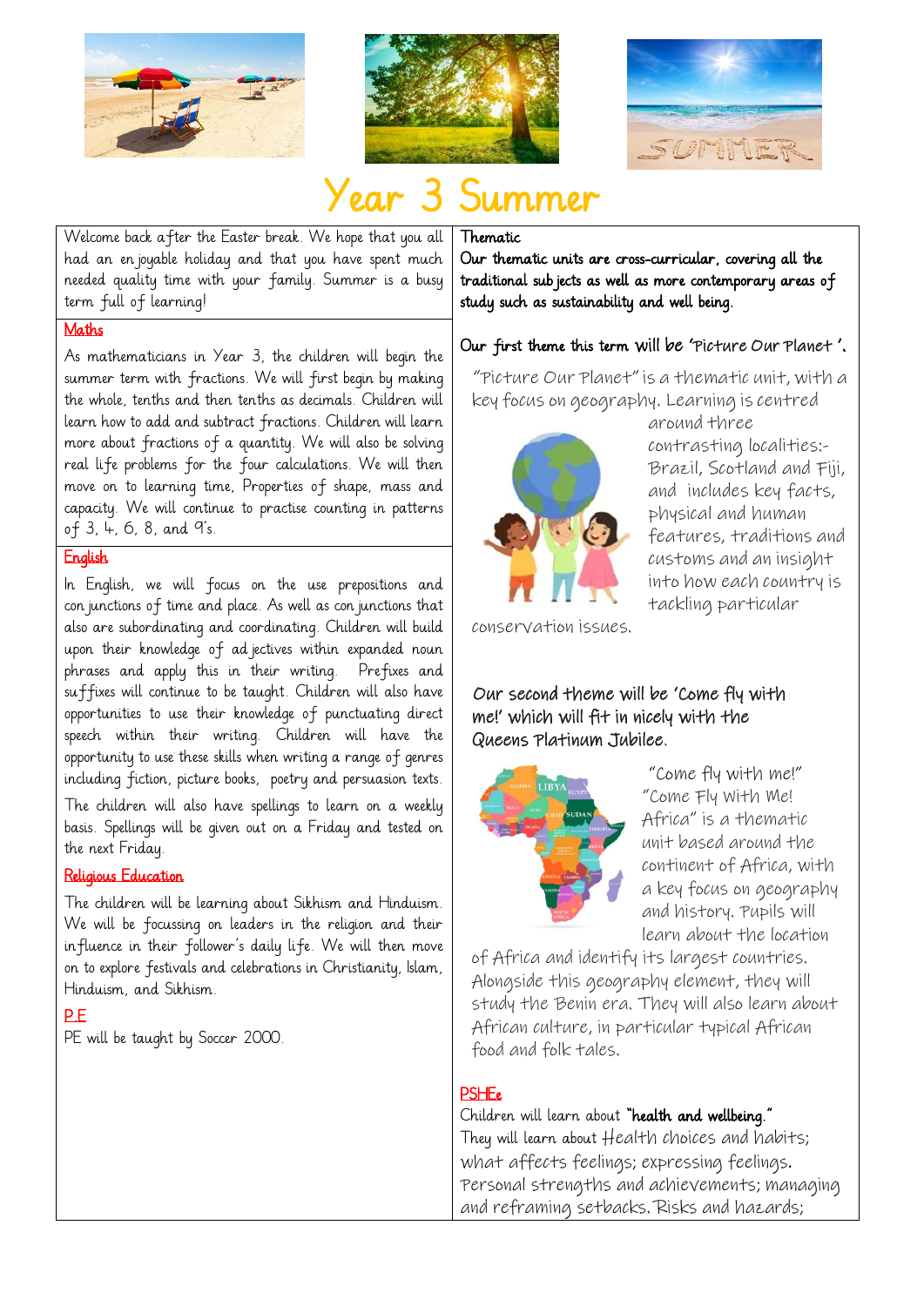# Year 3 Summer

Welcome back after the Easter break. We hope that you all had an enjoyable holiday and that you have spent much needed quality time with your family. Summer is a busy term full of learning!

## Maths

As mathematicians in Year 3, the children will begin the summer term with fractions. We will first begin by making the whole, tenths and then tenths as decimals. Children will learn how to add and subtract fractions. Children will learn more about fractions of a quantity. We will also be solving real life problems for the four calculations. We will then move on to learning time, Properties of shape, mass and capacity. We will continue to practise counting in patterns of 3, 4, 6, 8, and 9's.

## English

In English, we will focus on the use prepositions and conjunctions of time and place. As well as conjunctions that also are subordinating and coordinating. Children will build upon their knowledge of adjectives within expanded noun phrases and apply this in their writing. Prefixes and suffixes will continue to be taught. Children will also have opportunities to use their knowledge of punctuating direct speech within their writing. Children will have the opportunity to use these skills when writing a range of genres including fiction, picture books, poetry and persuasion texts.

The children will also have spellings to learn on a weekly basis. Spellings will be given out on a Friday and tested on the next Friday.

## Religious Education

The children will be learning about Sikhism and Hinduism. We will be focussing on leaders in the religion and their influence in their follower's daily life. We will then move on to explore festivals and celebrations in Christianity, Islam, Hinduism, and Sikhism.

## P.E

PE will be taught by Soccer 2000.

## Thematic

**Our thematic units are cross-curricular, covering all the traditional subjects as well as more contemporary areas of study such as sustainability and well being.**

**Our first theme this term will be 'Picture Our Planet'.**

"Picture Our Planet" is a thematic unit, with a key focus on geography. Learning is centred around three contrasting localities:- Brazil, Scotland and Fiji, and includes key facts, physical and human features, traditions and customs and an insight into how each country is tackling particular conservation issues.

**Our second theme will be 'Come fly with me!' which will fit in nicely with the Queens Platinum Jubilee.**

"Come fly with me!" "Come Fly With Me! Africa" is a thematic unit based around the continent of Africa, with a key focus on geography and history. Pupils will learn about the location of Africa and identify its largest countries. Alongside this geography element, they will study the Benin era. They will also learn about African culture, in particular typical African food and folk tales.

## PSHEe

Children will learn about **"health and wellbeing."**

They will learn about Health choices and habits; what affects feelings; expressing feelings. Personal strengths and achievements; managing and reframing setbacks. Risks and hazards;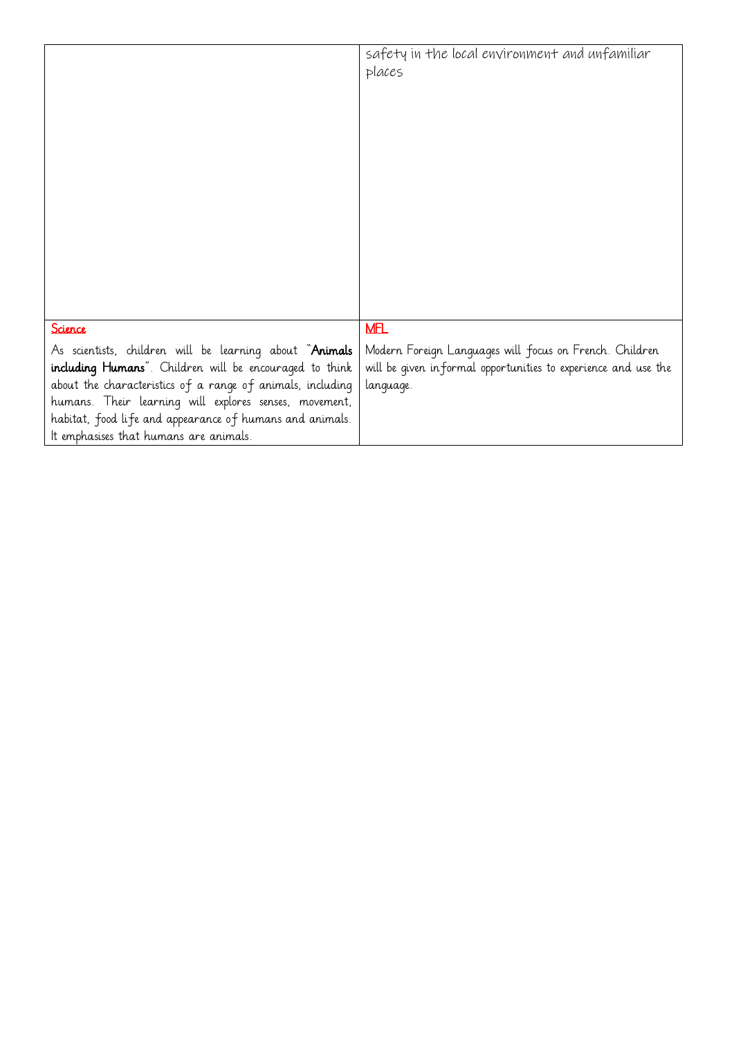| | |
|---|---|
| | safety in the local environment and unfamiliar places |
| **Science**<br><br>As scientists, children will be learning about "**Animals including Humans**". Children will be encouraged to think about the characteristics of a range of animals, including humans. Their learning will explores senses, movement, habitat, food life and appearance of humans and animals. It emphasises that humans are animals. | **MFL**<br><br>Modern Foreign Languages will focus on French. Children will be given informal opportunities to experience and use the language. |